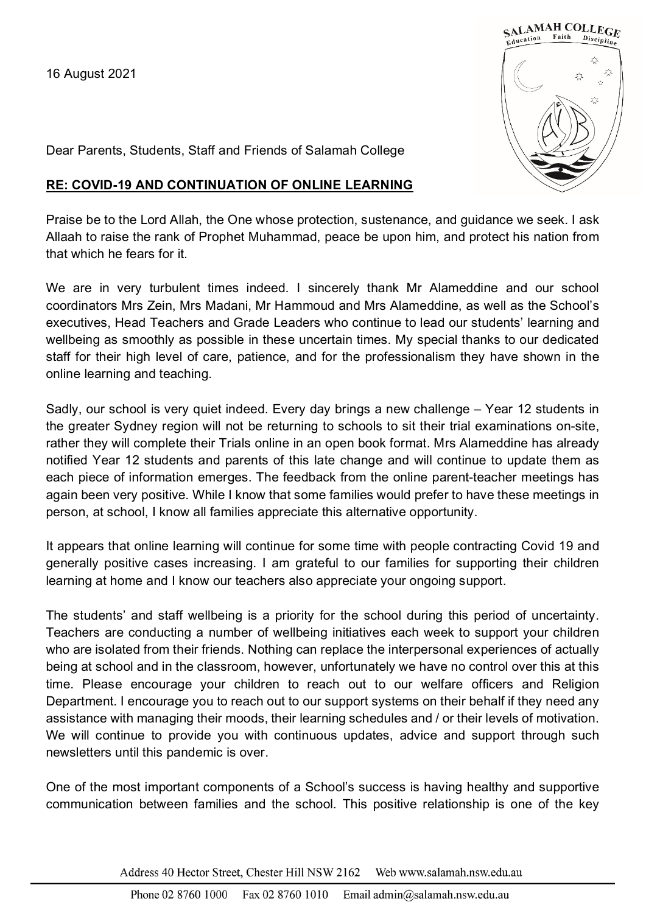16 August 2021

Dear Parents, Students, Staff and Friends of Salamah College

**RE: COVID-19 AND CONTINUATION OF ONLINE LEARNING**

Praise be to the Lord Allah, the One whose protection, sustenance, and guidance we seek. I ask Allaah to raise the rank of Prophet Muhammad, peace be upon him, and protect his nation from that which he fears for it.

We are in very turbulent times indeed. I sincerely thank Mr Alameddine and our school coordinators Mrs Zein, Mrs Madani, Mr Hammoud and Mrs Alameddine, as well as the School's executives, Head Teachers and Grade Leaders who continue to lead our students' learning and wellbeing as smoothly as possible in these uncertain times. My special thanks to our dedicated staff for their high level of care, patience, and for the professionalism they have shown in the online learning and teaching.

Sadly, our school is very quiet indeed. Every day brings a new challenge – Year 12 students in the greater Sydney region will not be returning to schools to sit their trial examinations on-site, rather they will complete their Trials online in an open book format. Mrs Alameddine has already notified Year 12 students and parents of this late change and will continue to update them as each piece of information emerges. The feedback from the online parent-teacher meetings has again been very positive. While I know that some families would prefer to have these meetings in person, at school, I know all families appreciate this alternative opportunity.

It appears that online learning will continue for some time with people contracting Covid 19 and generally positive cases increasing. I am grateful to our families for supporting their children learning at home and I know our teachers also appreciate your ongoing support.

The students' and staff wellbeing is a priority for the school during this period of uncertainty. Teachers are conducting a number of wellbeing initiatives each week to support your children who are isolated from their friends. Nothing can replace the interpersonal experiences of actually being at school and in the classroom, however, unfortunately we have no control over this at this time. Please encourage your children to reach out to our welfare officers and Religion Department. I encourage you to reach out to our support systems on their behalf if they need any assistance with managing their moods, their learning schedules and / or their levels of motivation. We will continue to provide you with continuous updates, advice and support through such newsletters until this pandemic is over.

One of the most important components of a School's success is having healthy and supportive communication between families and the school. This positive relationship is one of the key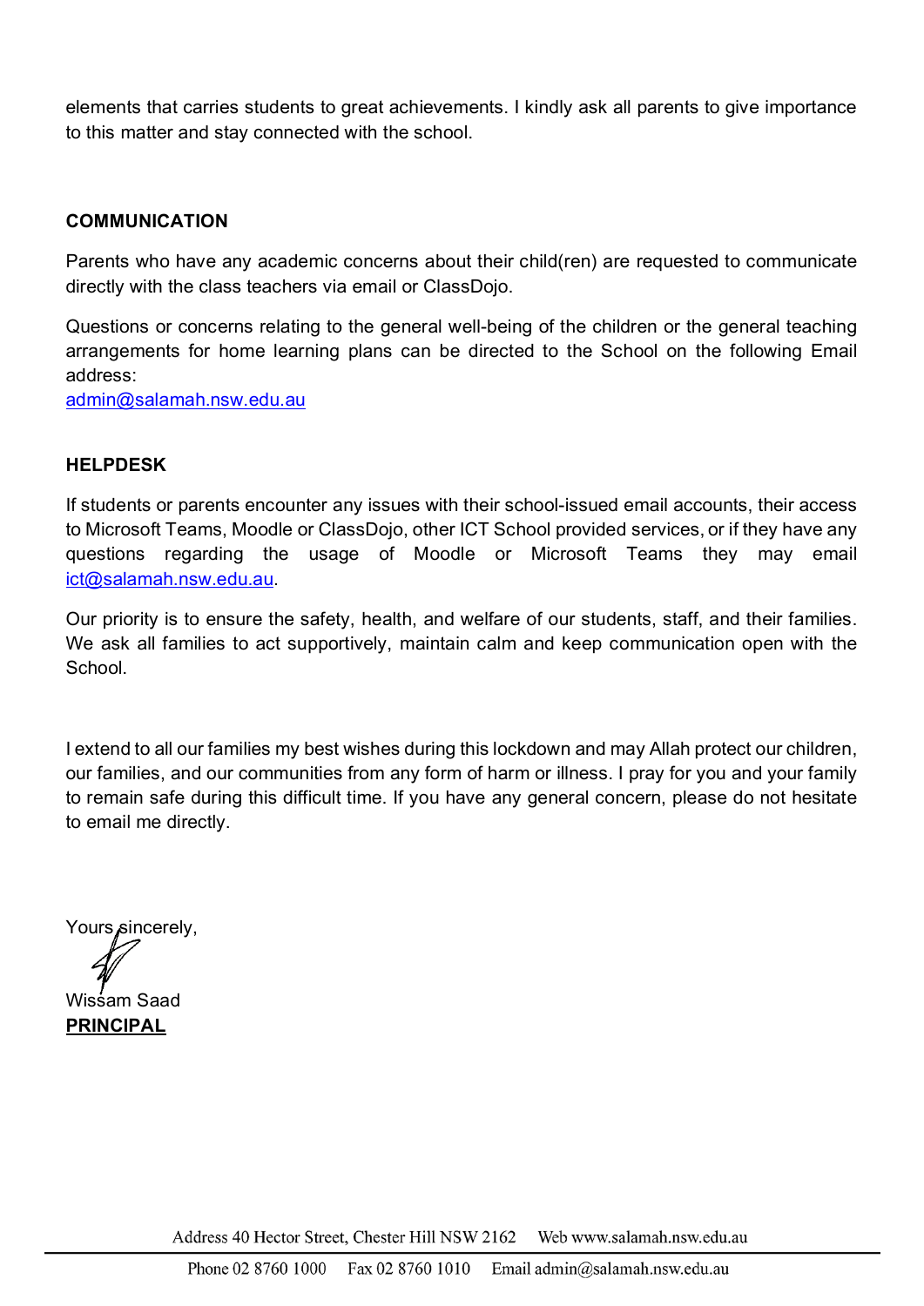elements that carries students to great achievements. I kindly ask all parents to give importance to this matter and stay connected with the school.

## COMMUNICATION

Parents who have any academic concerns about their child(ren) are requested to communicate directly with the class teachers via email or ClassDojo.

Questions or concerns relating to the general well-being of the children or the general teaching arrangements for home learning plans can be directed to the School on the following Email address:
admin@salamah.nsw.edu.au

## HELPDESK

If students or parents encounter any issues with their school-issued email accounts, their access to Microsoft Teams, Moodle or ClassDojo, other ICT School provided services, or if they have any questions regarding the usage of Moodle or Microsoft Teams they may email ict@salamah.nsw.edu.au.

Our priority is to ensure the safety, health, and welfare of our students, staff, and their families. We ask all families to act supportively, maintain calm and keep communication open with the School.

I extend to all our families my best wishes during this lockdown and may Allah protect our children, our families, and our communities from any form of harm or illness. I pray for you and your family to remain safe during this difficult time. If you have any general concern, please do not hesitate to email me directly.

Yours sincerely,

Wissam Saad
**PRINCIPAL**

Address 40 Hector Street, Chester Hill NSW 2162 Web www.salamah.nsw.edu.au
Phone 02 8760 1000 Fax 02 8760 1010 Email admin@salamah.nsw.edu.au